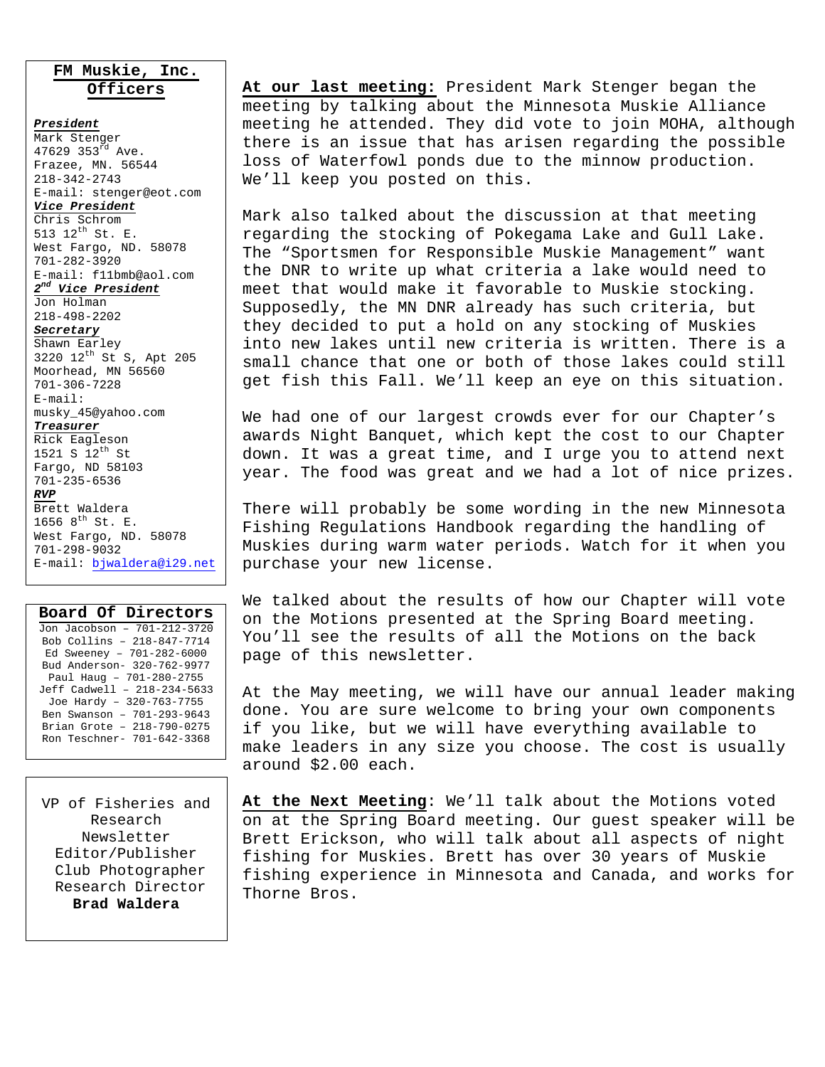## FM Muskie, Inc. Officers

***President***
Mark Stenger
47629 353rd Ave.
Frazee, MN. 56544
218-342-2743
E-mail: stenger@eot.com

***Vice President***
Chris Schrom
513 12th St. E.
West Fargo, ND. 58078
701-282-3920
E-mail: f11bmb@aol.com

***2nd Vice President***
Jon Holman
218-498-2202

***Secretary***
Shawn Earley
3220 12th St S, Apt 205
Moorhead, MN 56560
701-306-7228
E-mail: musky_45@yahoo.com

***Treasurer***
Rick Eagleson
1521 S 12th St
Fargo, ND 58103
701-235-6536

***RVP***
Brett Waldera
1656 8th St. E.
West Fargo, ND. 58078
701-298-9032
E-mail: bjwaldera@i29.net

## Board Of Directors

Jon Jacobson – 701-212-3720
Bob Collins – 218-847-7714
Ed Sweeney – 701-282-6000
Bud Anderson- 320-762-9977
Paul Haug – 701-280-2755
Jeff Cadwell – 218-234-5633
Joe Hardy – 320-763-7755
Ben Swanson – 701-293-9643
Brian Grote – 218-790-0275
Ron Teschner- 701-642-3368

VP of Fisheries and Research
Newsletter Editor/Publisher
Club Photographer
Research Director
**Brad Waldera**

**At our last meeting:** President Mark Stenger began the meeting by talking about the Minnesota Muskie Alliance meeting he attended. They did vote to join MOHA, although there is an issue that has arisen regarding the possible loss of Waterfowl ponds due to the minnow production. We'll keep you posted on this.

Mark also talked about the discussion at that meeting regarding the stocking of Pokegama Lake and Gull Lake. The "Sportsmen for Responsible Muskie Management" want the DNR to write up what criteria a lake would need to meet that would make it favorable to Muskie stocking. Supposedly, the MN DNR already has such criteria, but they decided to put a hold on any stocking of Muskies into new lakes until new criteria is written. There is a small chance that one or both of those lakes could still get fish this Fall. We'll keep an eye on this situation.

We had one of our largest crowds ever for our Chapter's awards Night Banquet, which kept the cost to our Chapter down. It was a great time, and I urge you to attend next year. The food was great and we had a lot of nice prizes.

There will probably be some wording in the new Minnesota Fishing Regulations Handbook regarding the handling of Muskies during warm water periods. Watch for it when you purchase your new license.

We talked about the results of how our Chapter will vote on the Motions presented at the Spring Board meeting. You'll see the results of all the Motions on the back page of this newsletter.

At the May meeting, we will have our annual leader making done. You are sure welcome to bring your own components if you like, but we will have everything available to make leaders in any size you choose. The cost is usually around $2.00 each.

**At the Next Meeting**: We'll talk about the Motions voted on at the Spring Board meeting. Our guest speaker will be Brett Erickson, who will talk about all aspects of night fishing for Muskies. Brett has over 30 years of Muskie fishing experience in Minnesota and Canada, and works for Thorne Bros.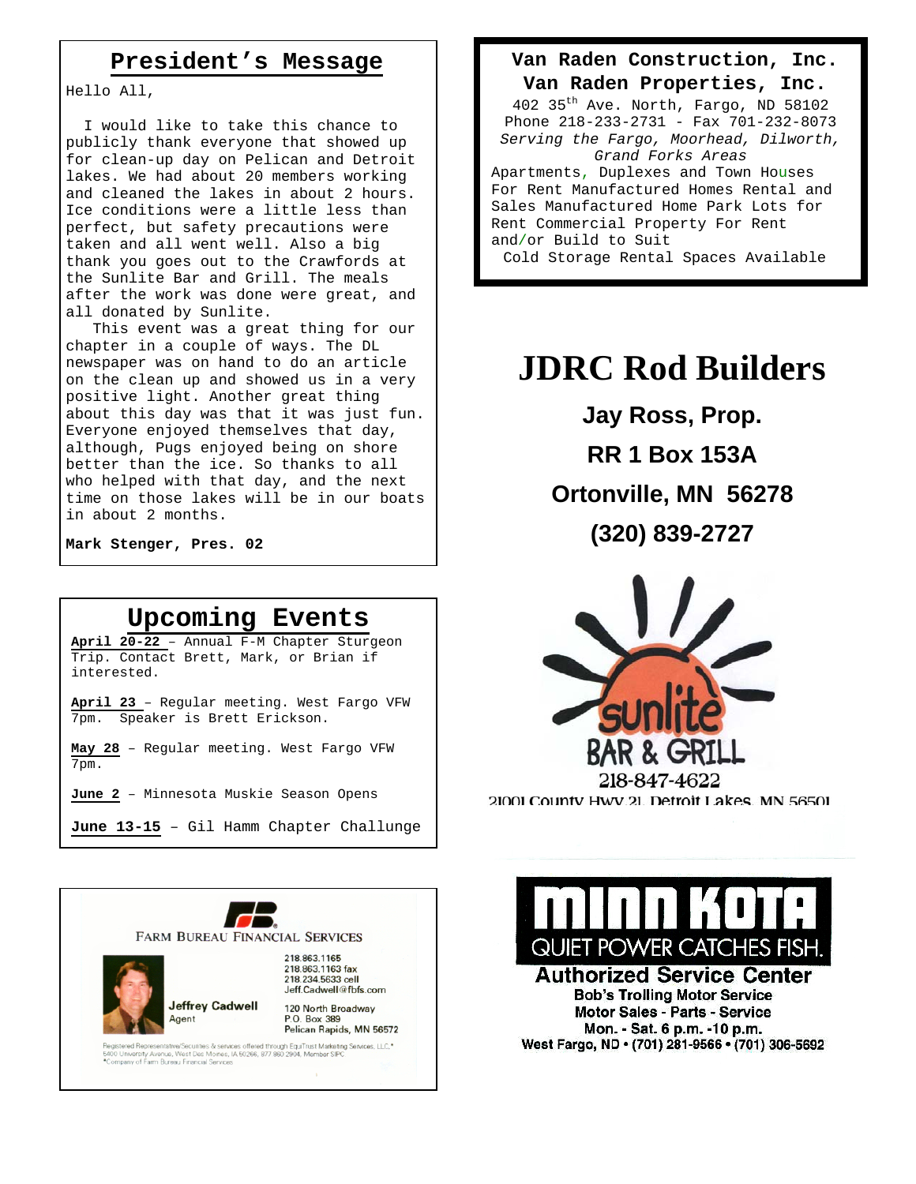## President's Message

Hello All,

I would like to take this chance to publicly thank everyone that showed up for clean-up day on Pelican and Detroit lakes. We had about 20 members working and cleaned the lakes in about 2 hours. Ice conditions were a little less than perfect, but safety precautions were taken and all went well. Also a big thank you goes out to the Crawfords at the Sunlite Bar and Grill. The meals after the work was done were great, and all donated by Sunlite.

This event was a great thing for our chapter in a couple of ways. The DL newspaper was on hand to do an article on the clean up and showed us in a very positive light. Another great thing about this day was that it was just fun. Everyone enjoyed themselves that day, although, Pugs enjoyed being on shore better than the ice. So thanks to all who helped with that day, and the next time on those lakes will be in our boats in about 2 months.

**Mark Stenger, Pres. 02**

## Upcoming Events

**April 20-22** – Annual F-M Chapter Sturgeon Trip. Contact Brett, Mark, or Brian if interested.

**April 23** – Regular meeting. West Fargo VFW 7pm. Speaker is Brett Erickson.

**May 28** – Regular meeting. West Fargo VFW 7pm.

**June 2** – Minnesota Muskie Season Opens

**June 13-15** – Gil Hamm Chapter Challunge

FARM BUREAU FINANCIAL SERVICES

Jeffrey Cadwell
Agent

218.863.1165
218.863.1163 fax
218.234.5633 cell
Jeff.Cadwell@fbfs.com

120 North Broadway
P.O. Box 389
Pelican Rapids, MN 56572

Registered Representative/Securities & services offered through EquiTrust Marketing Services, LLC.* 5400 University Avenue, West Des Moines, IA 50266, 877 860 2904, Member SIPC
*Company of Farm Bureau Financial Services

**Van Raden Construction, Inc.**
**Van Raden Properties, Inc.**
402 35th Ave. North, Fargo, ND 58102
Phone 218-233-2731 - Fax 701-232-8073
*Serving the Fargo, Moorhead, Dilworth, Grand Forks Areas*
Apartments, Duplexes and Town Houses For Rent Manufactured Homes Rental and Sales Manufactured Home Park Lots for Rent Commercial Property For Rent and/or Build to Suit
Cold Storage Rental Spaces Available

# JDRC Rod Builders

**Jay Ross, Prop.**
**RR 1 Box 153A**
**Ortonville, MN 56278**
**(320) 839-2727**

sunlite
BAR & GRILL
218-847-4622
21001 County Hwy 21, Detroit Lakes, MN 56501

MINN KOTA
QUIET POWER CATCHES FISH.
**Authorized Service Center**
**Bob's Trolling Motor Service**
**Motor Sales - Parts - Service**
**Mon. - Sat. 6 p.m. -10 p.m.**
**West Fargo, ND • (701) 281-9566 • (701) 306-5692**